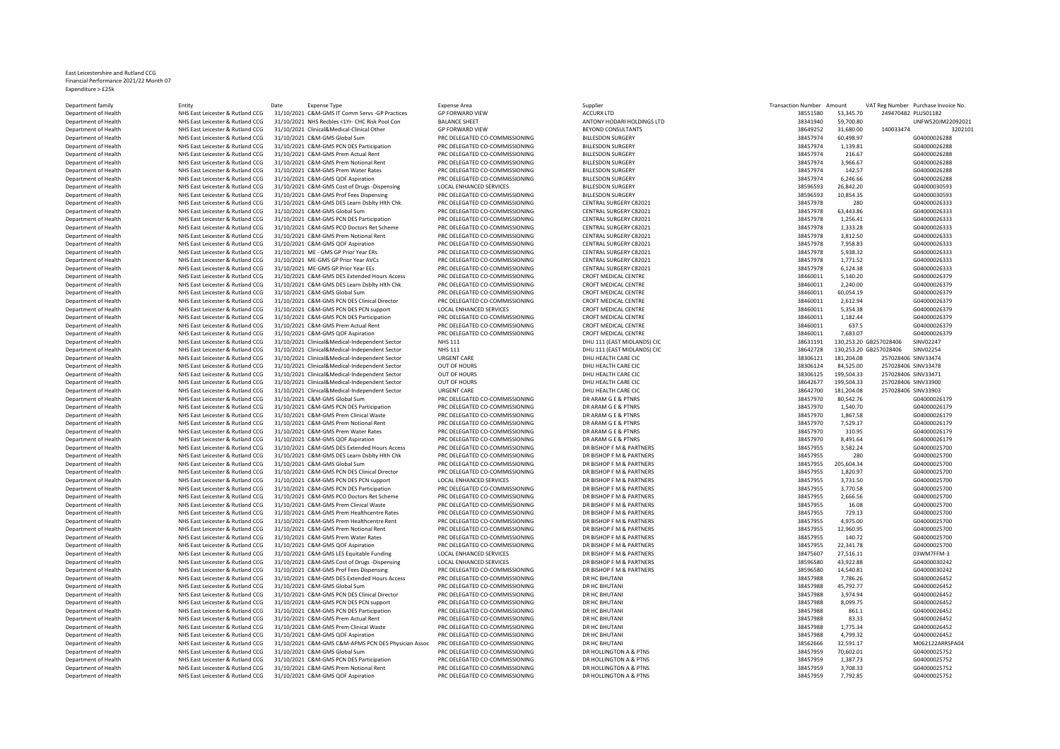East Leicestershire and Rutland CCG
Financial Performance 2021/22 Month 07
Expenditure > £25k

| Department family | Entity | Date | Expense Type | Expense Area | Supplier | Transaction Number | Amount | VAT Reg Number | Purchase Invoice No. |
|---|---|---|---|---|---|---|---|---|---|
| Department of Health | NHS East Leicester & Rutland CCG | 31/10/2021 | C&M-GMS IT Comm Servs -GP Practices | GP FORWARD VIEW | ACCURX LTD | 38551580 | 53,345.70 | 249470482 | PLUS01182 |
| Department of Health | NHS East Leicester & Rutland CCG | 31/10/2021 | NHS Recbles <1Yr- CHC Risk Pool Con | BALANCE SHEET | ANTONY HODARI HOLDINGS LTD | 38341940 | 59,700.80 | | UNFW520JM22092021 |
| Department of Health | NHS East Leicester & Rutland CCG | 31/10/2021 | Clinical&Medical-Clinical Other | GP FORWARD VIEW | BEYOND CONSULTANTS | 38649252 | 31,680.00 | 140033474 | 3202101 |
| Department of Health | NHS East Leicester & Rutland CCG | 31/10/2021 | C&M-GMS Global Sum | PRC DELEGATED CO-COMMISSIONING | BILLESDON SURGERY | 38457974 | 60,498.97 | | G04000026288 |
| Department of Health | NHS East Leicester & Rutland CCG | 31/10/2021 | C&M-GMS PCN DES Participation | PRC DELEGATED CO-COMMISSIONING | BILLESDON SURGERY | 38457974 | 1,139.81 | | G04000026288 |
| Department of Health | NHS East Leicester & Rutland CCG | 31/10/2021 | C&M-GMS Prem Actual Rent | PRC DELEGATED CO-COMMISSIONING | BILLESDON SURGERY | 38457974 | 216.67 | | G04000026288 |
| Department of Health | NHS East Leicester & Rutland CCG | 31/10/2021 | C&M-GMS Prem Notional Rent | PRC DELEGATED CO-COMMISSIONING | BILLESDON SURGERY | 38457974 | 3,966.67 | | G04000026288 |
| Department of Health | NHS East Leicester & Rutland CCG | 31/10/2021 | C&M-GMS Prem Water Rates | PRC DELEGATED CO-COMMISSIONING | BILLESDON SURGERY | 38457974 | 142.57 | | G04000026288 |
| Department of Health | NHS East Leicester & Rutland CCG | 31/10/2021 | C&M-GMS QOF Aspiration | PRC DELEGATED CO-COMMISSIONING | BILLESDON SURGERY | 38457974 | 6,246.66 | | G04000026288 |
| Department of Health | NHS East Leicester & Rutland CCG | 31/10/2021 | C&M-GMS Cost of Drugs -Dispensing | LOCAL ENHANCED SERVICES | BILLESDON SURGERY | 38596593 | 26,842.20 | | G04000030593 |
| Department of Health | NHS East Leicester & Rutland CCG | 31/10/2021 | C&M-GMS Prof Fees Dispensing | PRC DELEGATED CO-COMMISSIONING | BILLESDON SURGERY | 38596593 | 10,854.35 | | G04000030593 |
| Department of Health | NHS East Leicester & Rutland CCG | 31/10/2021 | C&M-GMS DES Learn Dsblty Hlth Chk | PRC DELEGATED CO-COMMISSIONING | CENTRAL SURGERY C82021 | 38457978 | 280 | | G04000026333 |
| Department of Health | NHS East Leicester & Rutland CCG | 31/10/2021 | C&M-GMS Global Sum | PRC DELEGATED CO-COMMISSIONING | CENTRAL SURGERY C82021 | 38457978 | 63,443.86 | | G04000026333 |
| Department of Health | NHS East Leicester & Rutland CCG | 31/10/2021 | C&M-GMS PCN DES Participation | PRC DELEGATED CO-COMMISSIONING | CENTRAL SURGERY C82021 | 38457978 | 1,256.41 | | G04000026333 |
| Department of Health | NHS East Leicester & Rutland CCG | 31/10/2021 | C&M-GMS PCO Doctors Ret Scheme | PRC DELEGATED CO-COMMISSIONING | CENTRAL SURGERY C82021 | 38457978 | 1,333.28 | | G04000026333 |
| Department of Health | NHS East Leicester & Rutland CCG | 31/10/2021 | C&M-GMS Prem Notional Rent | PRC DELEGATED CO-COMMISSIONING | CENTRAL SURGERY C82021 | 38457978 | 3,812.50 | | G04000026333 |
| Department of Health | NHS East Leicester & Rutland CCG | 31/10/2021 | C&M-GMS QOF Aspiration | PRC DELEGATED CO-COMMISSIONING | CENTRAL SURGERY C82021 | 38457978 | 7,958.83 | | G04000026333 |
| Department of Health | NHS East Leicester & Rutland CCG | 31/10/2021 | ME - GMS GP Prior Year ERs | PRC DELEGATED CO-COMMISSIONING | CENTRAL SURGERY C82021 | 38457978 | 5,938.32 | | G04000026333 |
| Department of Health | NHS East Leicester & Rutland CCG | 31/10/2021 | ME-GMS GP Prior Year AVCs | PRC DELEGATED CO-COMMISSIONING | CENTRAL SURGERY C82021 | 38457978 | 1,771.52 | | G04000026333 |
| Department of Health | NHS East Leicester & Rutland CCG | 31/10/2021 | ME-GMS GP Prior Year EEs | PRC DELEGATED CO-COMMISSIONING | CENTRAL SURGERY C82021 | 38457978 | 6,124.38 | | G04000026333 |
| Department of Health | NHS East Leicester & Rutland CCG | 31/10/2021 | C&M-GMS DES Extended Hours Access | PRC DELEGATED CO-COMMISSIONING | CROFT MEDICAL CENTRE | 38460011 | 5,140.20 | | G04000026379 |
| Department of Health | NHS East Leicester & Rutland CCG | 31/10/2021 | C&M-GMS DES Learn Dsblty Hlth Chk | PRC DELEGATED CO-COMMISSIONING | CROFT MEDICAL CENTRE | 38460011 | 2,240.00 | | G04000026379 |
| Department of Health | NHS East Leicester & Rutland CCG | 31/10/2021 | C&M-GMS Global Sum | PRC DELEGATED CO-COMMISSIONING | CROFT MEDICAL CENTRE | 38460011 | 60,054.19 | | G04000026379 |
| Department of Health | NHS East Leicester & Rutland CCG | 31/10/2021 | C&M-GMS PCN DES Clinical Director | PRC DELEGATED CO-COMMISSIONING | CROFT MEDICAL CENTRE | 38460011 | 2,612.94 | | G04000026379 |
| Department of Health | NHS East Leicester & Rutland CCG | 31/10/2021 | C&M-GMS PCN DES PCN support | LOCAL ENHANCED SERVICES | CROFT MEDICAL CENTRE | 38460011 | 5,354.38 | | G04000026379 |
| Department of Health | NHS East Leicester & Rutland CCG | 31/10/2021 | C&M-GMS PCN DES Participation | PRC DELEGATED CO-COMMISSIONING | CROFT MEDICAL CENTRE | 38460011 | 1,182.44 | | G04000026379 |
| Department of Health | NHS East Leicester & Rutland CCG | 31/10/2021 | C&M-GMS Prem Actual Rent | PRC DELEGATED CO-COMMISSIONING | CROFT MEDICAL CENTRE | 38460011 | 637.5 | | G04000026379 |
| Department of Health | NHS East Leicester & Rutland CCG | 31/10/2021 | C&M-GMS QOF Aspiration | PRC DELEGATED CO-COMMISSIONING | CROFT MEDICAL CENTRE | 38460011 | 7,683.07 | | G04000026379 |
| Department of Health | NHS East Leicester & Rutland CCG | 31/10/2021 | Clinical&Medical-Independent Sector | NHS 111 | DHU 111 (EAST MIDLANDS) CIC | 38631191 | 130,253.20 | GB257028406 | SINV02247 |
| Department of Health | NHS East Leicester & Rutland CCG | 31/10/2021 | Clinical&Medical-Independent Sector | NHS 111 | DHU 111 (EAST MIDLANDS) CIC | 38642728 | 130,253.20 | GB257028406 | SINV02254 |
| Department of Health | NHS East Leicester & Rutland CCG | 31/10/2021 | Clinical&Medical-Independent Sector | URGENT CARE | DHU HEALTH CARE CIC | 38306121 | 181,204.08 | 257028406 | SINV33474 |
| Department of Health | NHS East Leicester & Rutland CCG | 31/10/2021 | Clinical&Medical-Independent Sector | OUT OF HOURS | DHU HEALTH CARE CIC | 38306124 | 84,525.00 | 257028406 | SINV33478 |
| Department of Health | NHS East Leicester & Rutland CCG | 31/10/2021 | Clinical&Medical-Independent Sector | OUT OF HOURS | DHU HEALTH CARE CIC | 38306125 | 199,504.33 | 257028406 | SINV33471 |
| Department of Health | NHS East Leicester & Rutland CCG | 31/10/2021 | Clinical&Medical-Independent Sector | OUT OF HOURS | DHU HEALTH CARE CIC | 38642677 | 199,504.33 | 257028406 | SINV33900 |
| Department of Health | NHS East Leicester & Rutland CCG | 31/10/2021 | Clinical&Medical-Independent Sector | URGENT CARE | DHU HEALTH CARE CIC | 38642700 | 181,204.08 | 257028406 | SINV33903 |
| Department of Health | NHS East Leicester & Rutland CCG | 31/10/2021 | C&M-GMS Global Sum | PRC DELEGATED CO-COMMISSIONING | DR ARAM G E & PTNRS | 38457970 | 80,542.76 | | G04000026179 |
| Department of Health | NHS East Leicester & Rutland CCG | 31/10/2021 | C&M-GMS PCN DES Participation | PRC DELEGATED CO-COMMISSIONING | DR ARAM G E & PTNRS | 38457970 | 1,540.70 | | G04000026179 |
| Department of Health | NHS East Leicester & Rutland CCG | 31/10/2021 | C&M-GMS Prem Clinical Waste | PRC DELEGATED CO-COMMISSIONING | DR ARAM G E & PTNRS | 38457970 | 1,867.58 | | G04000026179 |
| Department of Health | NHS East Leicester & Rutland CCG | 31/10/2021 | C&M-GMS Prem Notional Rent | PRC DELEGATED CO-COMMISSIONING | DR ARAM G E & PTNRS | 38457970 | 7,529.17 | | G04000026179 |
| Department of Health | NHS East Leicester & Rutland CCG | 31/10/2021 | C&M-GMS Prem Water Rates | PRC DELEGATED CO-COMMISSIONING | DR ARAM G E & PTNRS | 38457970 | 310.95 | | G04000026179 |
| Department of Health | NHS East Leicester & Rutland CCG | 31/10/2021 | C&M-GMS QOF Aspiration | PRC DELEGATED CO-COMMISSIONING | DR ARAM G E & PTNRS | 38457970 | 8,491.64 | | G04000026179 |
| Department of Health | NHS East Leicester & Rutland CCG | 31/10/2021 | C&M-GMS DES Extended Hours Access | PRC DELEGATED CO-COMMISSIONING | DR BISHOP F M & PARTNERS | 38457955 | 3,582.24 | | G04000025700 |
| Department of Health | NHS East Leicester & Rutland CCG | 31/10/2021 | C&M-GMS DES Learn Dsblty Hlth Chk | PRC DELEGATED CO-COMMISSIONING | DR BISHOP F M & PARTNERS | 38457955 | 280 | | G04000025700 |
| Department of Health | NHS East Leicester & Rutland CCG | 31/10/2021 | C&M-GMS Global Sum | PRC DELEGATED CO-COMMISSIONING | DR BISHOP F M & PARTNERS | 38457955 | 205,604.34 | | G04000025700 |
| Department of Health | NHS East Leicester & Rutland CCG | 31/10/2021 | C&M-GMS PCN DES Clinical Director | PRC DELEGATED CO-COMMISSIONING | DR BISHOP F M & PARTNERS | 38457955 | 1,820.97 | | G04000025700 |
| Department of Health | NHS East Leicester & Rutland CCG | 31/10/2021 | C&M-GMS PCN DES PCN support | LOCAL ENHANCED SERVICES | DR BISHOP F M & PARTNERS | 38457955 | 3,731.50 | | G04000025700 |
| Department of Health | NHS East Leicester & Rutland CCG | 31/10/2021 | C&M-GMS PCN DES Participation | PRC DELEGATED CO-COMMISSIONING | DR BISHOP F M & PARTNERS | 38457955 | 3,770.58 | | G04000025700 |
| Department of Health | NHS East Leicester & Rutland CCG | 31/10/2021 | C&M-GMS PCO Doctors Ret Scheme | PRC DELEGATED CO-COMMISSIONING | DR BISHOP F M & PARTNERS | 38457955 | 2,666.56 | | G04000025700 |
| Department of Health | NHS East Leicester & Rutland CCG | 31/10/2021 | C&M-GMS Prem Clinical Waste | PRC DELEGATED CO-COMMISSIONING | DR BISHOP F M & PARTNERS | 38457955 | 16.08 | | G04000025700 |
| Department of Health | NHS East Leicester & Rutland CCG | 31/10/2021 | C&M-GMS Prem Healthcentre Rates | PRC DELEGATED CO-COMMISSIONING | DR BISHOP F M & PARTNERS | 38457955 | 729.13 | | G04000025700 |
| Department of Health | NHS East Leicester & Rutland CCG | 31/10/2021 | C&M-GMS Prem Healthcentre Rent | PRC DELEGATED CO-COMMISSIONING | DR BISHOP F M & PARTNERS | 38457955 | 4,975.00 | | G04000025700 |
| Department of Health | NHS East Leicester & Rutland CCG | 31/10/2021 | C&M-GMS Prem Notional Rent | PRC DELEGATED CO-COMMISSIONING | DR BISHOP F M & PARTNERS | 38457955 | 12,960.95 | | G04000025700 |
| Department of Health | NHS East Leicester & Rutland CCG | 31/10/2021 | C&M-GMS Prem Water Rates | PRC DELEGATED CO-COMMISSIONING | DR BISHOP F M & PARTNERS | 38457955 | 140.72 | | G04000025700 |
| Department of Health | NHS East Leicester & Rutland CCG | 31/10/2021 | C&M-GMS QOF Aspiration | PRC DELEGATED CO-COMMISSIONING | DR BISHOP F M & PARTNERS | 38457955 | 22,341.78 | | G04000025700 |
| Department of Health | NHS East Leicester & Rutland CCG | 31/10/2021 | C&M-GMS LES Equitable Funding | LOCAL ENHANCED SERVICES | DR BISHOP F M & PARTNERS | 38475607 | 27,516.11 | | 03WM7FFM-3 |
| Department of Health | NHS East Leicester & Rutland CCG | 31/10/2021 | C&M-GMS Cost of Drugs -Dispensing | LOCAL ENHANCED SERVICES | DR BISHOP F M & PARTNERS | 38596580 | 43,922.88 | | G04000030242 |
| Department of Health | NHS East Leicester & Rutland CCG | 31/10/2021 | C&M-GMS Prof Fees Dispensing | PRC DELEGATED CO-COMMISSIONING | DR BISHOP F M & PARTNERS | 38596580 | 14,540.81 | | G04000030242 |
| Department of Health | NHS East Leicester & Rutland CCG | 31/10/2021 | C&M-GMS DES Extended Hours Access | PRC DELEGATED CO-COMMISSIONING | DR HC BHUTANI | 38457988 | 7,786.26 | | G04000026452 |
| Department of Health | NHS East Leicester & Rutland CCG | 31/10/2021 | C&M-GMS Global Sum | PRC DELEGATED CO-COMMISSIONING | DR HC BHUTANI | 38457988 | 45,792.77 | | G04000026452 |
| Department of Health | NHS East Leicester & Rutland CCG | 31/10/2021 | C&M-GMS PCN DES Clinical Director | PRC DELEGATED CO-COMMISSIONING | DR HC BHUTANI | 38457988 | 3,974.94 | | G04000026452 |
| Department of Health | NHS East Leicester & Rutland CCG | 31/10/2021 | C&M-GMS PCN DES PCN support | PRC DELEGATED CO-COMMISSIONING | DR HC BHUTANI | 38457988 | 8,099.75 | | G04000026452 |
| Department of Health | NHS East Leicester & Rutland CCG | 31/10/2021 | C&M-GMS PCN DES Participation | PRC DELEGATED CO-COMMISSIONING | DR HC BHUTANI | 38457988 | 861.1 | | G04000026452 |
| Department of Health | NHS East Leicester & Rutland CCG | 31/10/2021 | C&M-GMS Prem Actual Rent | PRC DELEGATED CO-COMMISSIONING | DR HC BHUTANI | 38457988 | 83.33 | | G04000026452 |
| Department of Health | NHS East Leicester & Rutland CCG | 31/10/2021 | C&M-GMS Prem Clinical Waste | PRC DELEGATED CO-COMMISSIONING | DR HC BHUTANI | 38457988 | 1,775.34 | | G04000026452 |
| Department of Health | NHS East Leicester & Rutland CCG | 31/10/2021 | C&M-GMS QOF Aspiration | PRC DELEGATED CO-COMMISSIONING | DR HC BHUTANI | 38457988 | 4,799.32 | | G04000026452 |
| Department of Health | NHS East Leicester & Rutland CCG | 31/10/2021 | C&M-GMS C&M-APMS PCN DES Physician Assoc | PRC DELEGATED CO-COMMISSIONING | DR HC BHUTANI | 38562666 | 32,591.17 | | M062122ARRSPA04 |
| Department of Health | NHS East Leicester & Rutland CCG | 31/10/2021 | C&M-GMS Global Sum | PRC DELEGATED CO-COMMISSIONING | DR HOLLINGTON A & PTNS | 38457959 | 70,602.01 | | G04000025752 |
| Department of Health | NHS East Leicester & Rutland CCG | 31/10/2021 | C&M-GMS PCN DES Participation | PRC DELEGATED CO-COMMISSIONING | DR HOLLINGTON A & PTNS | 38457959 | 1,387.73 | | G04000025752 |
| Department of Health | NHS East Leicester & Rutland CCG | 31/10/2021 | C&M-GMS Prem Notional Rent | PRC DELEGATED CO-COMMISSIONING | DR HOLLINGTON A & PTNS | 38457959 | 3,708.33 | | G04000025752 |
| Department of Health | NHS East Leicester & Rutland CCG | 31/10/2021 | C&M-GMS QOF Aspiration | PRC DELEGATED CO-COMMISSIONING | DR HOLLINGTON A & PTNS | 38457959 | 7,792.85 | | G04000025752 |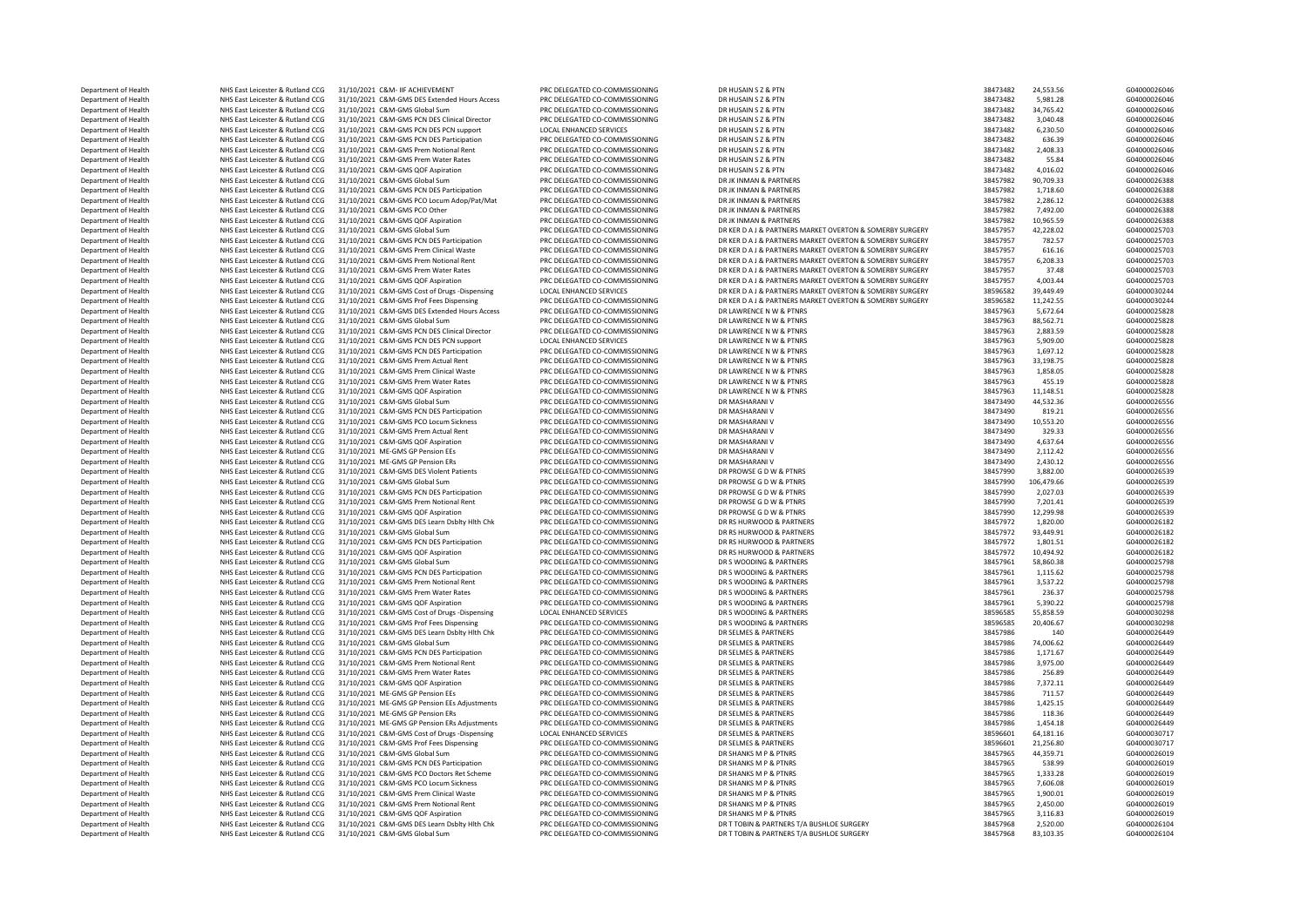| | | | | | | | | |
|---|---|---|---|---|---|---|---|---|
| Department of Health | NHS East Leicester & Rutland CCG | 31/10/2021 | C&M- IIF ACHIEVEMENT | PRC DELEGATED CO-COMMISSIONING | DR HUSAIN S Z & PTN | 38473482 | 24,553.56 | G04000026046 |
| Department of Health | NHS East Leicester & Rutland CCG | 31/10/2021 | C&M-GMS DES Extended Hours Access | PRC DELEGATED CO-COMMISSIONING | DR HUSAIN S Z & PTN | 38473482 | 5,981.28 | G04000026046 |
| Department of Health | NHS East Leicester & Rutland CCG | 31/10/2021 | C&M-GMS Global Sum | PRC DELEGATED CO-COMMISSIONING | DR HUSAIN S Z & PTN | 38473482 | 34,765.42 | G04000026046 |
| Department of Health | NHS East Leicester & Rutland CCG | 31/10/2021 | C&M-GMS PCN DES Clinical Director | PRC DELEGATED CO-COMMISSIONING | DR HUSAIN S Z & PTN | 38473482 | 3,040.48 | G04000026046 |
| Department of Health | NHS East Leicester & Rutland CCG | 31/10/2021 | C&M-GMS PCN DES PCN support | LOCAL ENHANCED SERVICES | DR HUSAIN S Z & PTN | 38473482 | 6,230.50 | G04000026046 |
| Department of Health | NHS East Leicester & Rutland CCG | 31/10/2021 | C&M-GMS PCN DES Participation | PRC DELEGATED CO-COMMISSIONING | DR HUSAIN S Z & PTN | 38473482 | 636.39 | G04000026046 |
| Department of Health | NHS East Leicester & Rutland CCG | 31/10/2021 | C&M-GMS Prem Notional Rent | PRC DELEGATED CO-COMMISSIONING | DR HUSAIN S Z & PTN | 38473482 | 2,408.33 | G04000026046 |
| Department of Health | NHS East Leicester & Rutland CCG | 31/10/2021 | C&M-GMS Prem Water Rates | PRC DELEGATED CO-COMMISSIONING | DR HUSAIN S Z & PTN | 38473482 | 55.84 | G04000026046 |
| Department of Health | NHS East Leicester & Rutland CCG | 31/10/2021 | C&M-GMS QOF Aspiration | PRC DELEGATED CO-COMMISSIONING | DR HUSAIN S Z & PTN | 38473482 | 4,016.02 | G04000026046 |
| Department of Health | NHS East Leicester & Rutland CCG | 31/10/2021 | C&M-GMS Global Sum | PRC DELEGATED CO-COMMISSIONING | DR JK INMAN & PARTNERS | 38457982 | 90,709.33 | G04000026388 |
| Department of Health | NHS East Leicester & Rutland CCG | 31/10/2021 | C&M-GMS PCN DES Participation | PRC DELEGATED CO-COMMISSIONING | DR JK INMAN & PARTNERS | 38457982 | 1,718.60 | G04000026388 |
| Department of Health | NHS East Leicester & Rutland CCG | 31/10/2021 | C&M-GMS PCO Locum Adop/Pat/Mat | PRC DELEGATED CO-COMMISSIONING | DR JK INMAN & PARTNERS | 38457982 | 2,286.12 | G04000026388 |
| Department of Health | NHS East Leicester & Rutland CCG | 31/10/2021 | C&M-GMS PCO Other | PRC DELEGATED CO-COMMISSIONING | DR JK INMAN & PARTNERS | 38457982 | 7,492.00 | G04000026388 |
| Department of Health | NHS East Leicester & Rutland CCG | 31/10/2021 | C&M-GMS QOF Aspiration | PRC DELEGATED CO-COMMISSIONING | DR JK INMAN & PARTNERS | 38457982 | 10,965.59 | G04000026388 |
| Department of Health | NHS East Leicester & Rutland CCG | 31/10/2021 | C&M-GMS Global Sum | PRC DELEGATED CO-COMMISSIONING | DR KER D A J & PARTNERS MARKET OVERTON & SOMERBY SURGERY | 38457957 | 42,228.02 | G04000025703 |
| Department of Health | NHS East Leicester & Rutland CCG | 31/10/2021 | C&M-GMS PCN DES Participation | PRC DELEGATED CO-COMMISSIONING | DR KER D A J & PARTNERS MARKET OVERTON & SOMERBY SURGERY | 38457957 | 782.57 | G04000025703 |
| Department of Health | NHS East Leicester & Rutland CCG | 31/10/2021 | C&M-GMS Prem Clinical Waste | PRC DELEGATED CO-COMMISSIONING | DR KER D A J & PARTNERS MARKET OVERTON & SOMERBY SURGERY | 38457957 | 616.16 | G04000025703 |
| Department of Health | NHS East Leicester & Rutland CCG | 31/10/2021 | C&M-GMS Prem Notional Rent | PRC DELEGATED CO-COMMISSIONING | DR KER D A J & PARTNERS MARKET OVERTON & SOMERBY SURGERY | 38457957 | 6,208.33 | G04000025703 |
| Department of Health | NHS East Leicester & Rutland CCG | 31/10/2021 | C&M-GMS Prem Water Rates | PRC DELEGATED CO-COMMISSIONING | DR KER D A J & PARTNERS MARKET OVERTON & SOMERBY SURGERY | 38457957 | 37.48 | G04000025703 |
| Department of Health | NHS East Leicester & Rutland CCG | 31/10/2021 | C&M-GMS QOF Aspiration | PRC DELEGATED CO-COMMISSIONING | DR KER D A J & PARTNERS MARKET OVERTON & SOMERBY SURGERY | 38457957 | 4,003.44 | G04000025703 |
| Department of Health | NHS East Leicester & Rutland CCG | 31/10/2021 | C&M-GMS Cost of Drugs -Dispensing | LOCAL ENHANCED SERVICES | DR KER D A J & PARTNERS MARKET OVERTON & SOMERBY SURGERY | 38596582 | 39,449.49 | G04000030244 |
| Department of Health | NHS East Leicester & Rutland CCG | 31/10/2021 | C&M-GMS Prof Fees Dispensing | PRC DELEGATED CO-COMMISSIONING | DR KER D A J & PARTNERS MARKET OVERTON & SOMERBY SURGERY | 38596582 | 11,242.55 | G04000030244 |
| Department of Health | NHS East Leicester & Rutland CCG | 31/10/2021 | C&M-GMS DES Extended Hours Access | PRC DELEGATED CO-COMMISSIONING | DR LAWRENCE N W & PTNRS | 38457963 | 5,672.64 | G04000025828 |
| Department of Health | NHS East Leicester & Rutland CCG | 31/10/2021 | C&M-GMS Global Sum | PRC DELEGATED CO-COMMISSIONING | DR LAWRENCE N W & PTNRS | 38457963 | 88,562.71 | G04000025828 |
| Department of Health | NHS East Leicester & Rutland CCG | 31/10/2021 | C&M-GMS PCN DES Clinical Director | PRC DELEGATED CO-COMMISSIONING | DR LAWRENCE N W & PTNRS | 38457963 | 2,883.59 | G04000025828 |
| Department of Health | NHS East Leicester & Rutland CCG | 31/10/2021 | C&M-GMS PCN DES PCN support | LOCAL ENHANCED SERVICES | DR LAWRENCE N W & PTNRS | 38457963 | 5,909.00 | G04000025828 |
| Department of Health | NHS East Leicester & Rutland CCG | 31/10/2021 | C&M-GMS PCN DES Participation | PRC DELEGATED CO-COMMISSIONING | DR LAWRENCE N W & PTNRS | 38457963 | 1,697.12 | G04000025828 |
| Department of Health | NHS East Leicester & Rutland CCG | 31/10/2021 | C&M-GMS Prem Actual Rent | PRC DELEGATED CO-COMMISSIONING | DR LAWRENCE N W & PTNRS | 38457963 | 33,198.75 | G04000025828 |
| Department of Health | NHS East Leicester & Rutland CCG | 31/10/2021 | C&M-GMS Prem Clinical Waste | PRC DELEGATED CO-COMMISSIONING | DR LAWRENCE N W & PTNRS | 38457963 | 1,858.05 | G04000025828 |
| Department of Health | NHS East Leicester & Rutland CCG | 31/10/2021 | C&M-GMS Prem Water Rates | PRC DELEGATED CO-COMMISSIONING | DR LAWRENCE N W & PTNRS | 38457963 | 455.19 | G04000025828 |
| Department of Health | NHS East Leicester & Rutland CCG | 31/10/2021 | C&M-GMS QOF Aspiration | PRC DELEGATED CO-COMMISSIONING | DR LAWRENCE N W & PTNRS | 38457963 | 11,148.51 | G04000025828 |
| Department of Health | NHS East Leicester & Rutland CCG | 31/10/2021 | C&M-GMS Global Sum | PRC DELEGATED CO-COMMISSIONING | DR MASHARANI V | 38473490 | 44,532.36 | G04000026556 |
| Department of Health | NHS East Leicester & Rutland CCG | 31/10/2021 | C&M-GMS PCN DES Participation | PRC DELEGATED CO-COMMISSIONING | DR MASHARANI V | 38473490 | 819.21 | G04000026556 |
| Department of Health | NHS East Leicester & Rutland CCG | 31/10/2021 | C&M-GMS PCO Locum Sickness | PRC DELEGATED CO-COMMISSIONING | DR MASHARANI V | 38473490 | 10,553.20 | G04000026556 |
| Department of Health | NHS East Leicester & Rutland CCG | 31/10/2021 | C&M-GMS Prem Actual Rent | PRC DELEGATED CO-COMMISSIONING | DR MASHARANI V | 38473490 | 329.33 | G04000026556 |
| Department of Health | NHS East Leicester & Rutland CCG | 31/10/2021 | C&M-GMS QOF Aspiration | PRC DELEGATED CO-COMMISSIONING | DR MASHARANI V | 38473490 | 4,637.64 | G04000026556 |
| Department of Health | NHS East Leicester & Rutland CCG | 31/10/2021 | ME-GMS GP Pension EEs | PRC DELEGATED CO-COMMISSIONING | DR MASHARANI V | 38473490 | 2,112.42 | G04000026556 |
| Department of Health | NHS East Leicester & Rutland CCG | 31/10/2021 | ME-GMS GP Pension ERs | PRC DELEGATED CO-COMMISSIONING | DR MASHARANI V | 38473490 | 2,430.12 | G04000026556 |
| Department of Health | NHS East Leicester & Rutland CCG | 31/10/2021 | C&M-GMS DES Violent Patients | PRC DELEGATED CO-COMMISSIONING | DR PROWSE G D W & PTNRS | 38457990 | 3,882.00 | G04000026539 |
| Department of Health | NHS East Leicester & Rutland CCG | 31/10/2021 | C&M-GMS Global Sum | PRC DELEGATED CO-COMMISSIONING | DR PROWSE G D W & PTNRS | 38457990 | 106,479.66 | G04000026539 |
| Department of Health | NHS East Leicester & Rutland CCG | 31/10/2021 | C&M-GMS PCN DES Participation | PRC DELEGATED CO-COMMISSIONING | DR PROWSE G D W & PTNRS | 38457990 | 2,027.03 | G04000026539 |
| Department of Health | NHS East Leicester & Rutland CCG | 31/10/2021 | C&M-GMS Prem Notional Rent | PRC DELEGATED CO-COMMISSIONING | DR PROWSE G D W & PTNRS | 38457990 | 7,201.41 | G04000026539 |
| Department of Health | NHS East Leicester & Rutland CCG | 31/10/2021 | C&M-GMS QOF Aspiration | PRC DELEGATED CO-COMMISSIONING | DR PROWSE G D W & PTNRS | 38457990 | 12,299.98 | G04000026539 |
| Department of Health | NHS East Leicester & Rutland CCG | 31/10/2021 | C&M-GMS DES Learn Dsblty Hlth Chk | PRC DELEGATED CO-COMMISSIONING | DR RS HURWOOD & PARTNERS | 38457972 | 1,820.00 | G04000026182 |
| Department of Health | NHS East Leicester & Rutland CCG | 31/10/2021 | C&M-GMS Global Sum | PRC DELEGATED CO-COMMISSIONING | DR RS HURWOOD & PARTNERS | 38457972 | 93,449.91 | G04000026182 |
| Department of Health | NHS East Leicester & Rutland CCG | 31/10/2021 | C&M-GMS PCN DES Participation | PRC DELEGATED CO-COMMISSIONING | DR RS HURWOOD & PARTNERS | 38457972 | 1,801.51 | G04000026182 |
| Department of Health | NHS East Leicester & Rutland CCG | 31/10/2021 | C&M-GMS QOF Aspiration | PRC DELEGATED CO-COMMISSIONING | DR RS HURWOOD & PARTNERS | 38457972 | 10,494.92 | G04000026182 |
| Department of Health | NHS East Leicester & Rutland CCG | 31/10/2021 | C&M-GMS Global Sum | PRC DELEGATED CO-COMMISSIONING | DR S WOODING & PARTNERS | 38457961 | 58,860.38 | G04000025798 |
| Department of Health | NHS East Leicester & Rutland CCG | 31/10/2021 | C&M-GMS PCN DES Participation | PRC DELEGATED CO-COMMISSIONING | DR S WOODING & PARTNERS | 38457961 | 1,115.62 | G04000025798 |
| Department of Health | NHS East Leicester & Rutland CCG | 31/10/2021 | C&M-GMS Prem Notional Rent | PRC DELEGATED CO-COMMISSIONING | DR S WOODING & PARTNERS | 38457961 | 3,537.22 | G04000025798 |
| Department of Health | NHS East Leicester & Rutland CCG | 31/10/2021 | C&M-GMS Prem Water Rates | PRC DELEGATED CO-COMMISSIONING | DR S WOODING & PARTNERS | 38457961 | 236.37 | G04000025798 |
| Department of Health | NHS East Leicester & Rutland CCG | 31/10/2021 | C&M-GMS QOF Aspiration | PRC DELEGATED CO-COMMISSIONING | DR S WOODING & PARTNERS | 38457961 | 5,390.22 | G04000025798 |
| Department of Health | NHS East Leicester & Rutland CCG | 31/10/2021 | C&M-GMS Cost of Drugs -Dispensing | LOCAL ENHANCED SERVICES | DR S WOODING & PARTNERS | 38596585 | 55,858.59 | G04000030298 |
| Department of Health | NHS East Leicester & Rutland CCG | 31/10/2021 | C&M-GMS Prof Fees Dispensing | PRC DELEGATED CO-COMMISSIONING | DR S WOODING & PARTNERS | 38596585 | 20,406.67 | G04000030298 |
| Department of Health | NHS East Leicester & Rutland CCG | 31/10/2021 | C&M-GMS DES Learn Dsblty Hlth Chk | PRC DELEGATED CO-COMMISSIONING | DR SELMES & PARTNERS | 38457986 | 140 | G04000026449 |
| Department of Health | NHS East Leicester & Rutland CCG | 31/10/2021 | C&M-GMS Global Sum | PRC DELEGATED CO-COMMISSIONING | DR SELMES & PARTNERS | 38457986 | 74,006.62 | G04000026449 |
| Department of Health | NHS East Leicester & Rutland CCG | 31/10/2021 | C&M-GMS PCN DES Participation | PRC DELEGATED CO-COMMISSIONING | DR SELMES & PARTNERS | 38457986 | 1,171.67 | G04000026449 |
| Department of Health | NHS East Leicester & Rutland CCG | 31/10/2021 | C&M-GMS Prem Notional Rent | PRC DELEGATED CO-COMMISSIONING | DR SELMES & PARTNERS | 38457986 | 3,975.00 | G04000026449 |
| Department of Health | NHS East Leicester & Rutland CCG | 31/10/2021 | C&M-GMS Prem Water Rates | PRC DELEGATED CO-COMMISSIONING | DR SELMES & PARTNERS | 38457986 | 256.89 | G04000026449 |
| Department of Health | NHS East Leicester & Rutland CCG | 31/10/2021 | C&M-GMS QOF Aspiration | PRC DELEGATED CO-COMMISSIONING | DR SELMES & PARTNERS | 38457986 | 7,372.11 | G04000026449 |
| Department of Health | NHS East Leicester & Rutland CCG | 31/10/2021 | ME-GMS GP Pension EEs | PRC DELEGATED CO-COMMISSIONING | DR SELMES & PARTNERS | 38457986 | 711.57 | G04000026449 |
| Department of Health | NHS East Leicester & Rutland CCG | 31/10/2021 | ME-GMS GP Pension EEs Adjustments | PRC DELEGATED CO-COMMISSIONING | DR SELMES & PARTNERS | 38457986 | 1,425.15 | G04000026449 |
| Department of Health | NHS East Leicester & Rutland CCG | 31/10/2021 | ME-GMS GP Pension ERs | PRC DELEGATED CO-COMMISSIONING | DR SELMES & PARTNERS | 38457986 | 118.36 | G04000026449 |
| Department of Health | NHS East Leicester & Rutland CCG | 31/10/2021 | ME-GMS GP Pension ERs Adjustments | PRC DELEGATED CO-COMMISSIONING | DR SELMES & PARTNERS | 38457986 | 1,454.18 | G04000026449 |
| Department of Health | NHS East Leicester & Rutland CCG | 31/10/2021 | C&M-GMS Cost of Drugs -Dispensing | LOCAL ENHANCED SERVICES | DR SELMES & PARTNERS | 38596601 | 64,181.16 | G04000030717 |
| Department of Health | NHS East Leicester & Rutland CCG | 31/10/2021 | C&M-GMS Prof Fees Dispensing | PRC DELEGATED CO-COMMISSIONING | DR SELMES & PARTNERS | 38596601 | 21,256.80 | G04000030717 |
| Department of Health | NHS East Leicester & Rutland CCG | 31/10/2021 | C&M-GMS Global Sum | PRC DELEGATED CO-COMMISSIONING | DR SHANKS M P & PTNRS | 38457965 | 44,359.71 | G04000026019 |
| Department of Health | NHS East Leicester & Rutland CCG | 31/10/2021 | C&M-GMS PCN DES Participation | PRC DELEGATED CO-COMMISSIONING | DR SHANKS M P & PTNRS | 38457965 | 538.99 | G04000026019 |
| Department of Health | NHS East Leicester & Rutland CCG | 31/10/2021 | C&M-GMS PCO Doctors Ret Scheme | PRC DELEGATED CO-COMMISSIONING | DR SHANKS M P & PTNRS | 38457965 | 1,333.28 | G04000026019 |
| Department of Health | NHS East Leicester & Rutland CCG | 31/10/2021 | C&M-GMS PCO Locum Sickness | PRC DELEGATED CO-COMMISSIONING | DR SHANKS M P & PTNRS | 38457965 | 7,606.08 | G04000026019 |
| Department of Health | NHS East Leicester & Rutland CCG | 31/10/2021 | C&M-GMS Prem Clinical Waste | PRC DELEGATED CO-COMMISSIONING | DR SHANKS M P & PTNRS | 38457965 | 1,900.01 | G04000026019 |
| Department of Health | NHS East Leicester & Rutland CCG | 31/10/2021 | C&M-GMS Prem Notional Rent | PRC DELEGATED CO-COMMISSIONING | DR SHANKS M P & PTNRS | 38457965 | 2,450.00 | G04000026019 |
| Department of Health | NHS East Leicester & Rutland CCG | 31/10/2021 | C&M-GMS QOF Aspiration | PRC DELEGATED CO-COMMISSIONING | DR SHANKS M P & PTNRS | 38457965 | 3,116.83 | G04000026019 |
| Department of Health | NHS East Leicester & Rutland CCG | 31/10/2021 | C&M-GMS DES Learn Dsblty Hlth Chk | PRC DELEGATED CO-COMMISSIONING | DR T TOBIN & PARTNERS T/A BUSHLOE SURGERY | 38457968 | 2,520.00 | G04000026104 |
| Department of Health | NHS East Leicester & Rutland CCG | 31/10/2021 | C&M-GMS Global Sum | PRC DELEGATED CO-COMMISSIONING | DR T TOBIN & PARTNERS T/A BUSHLOE SURGERY | 38457968 | 83,103.35 | G04000026104 |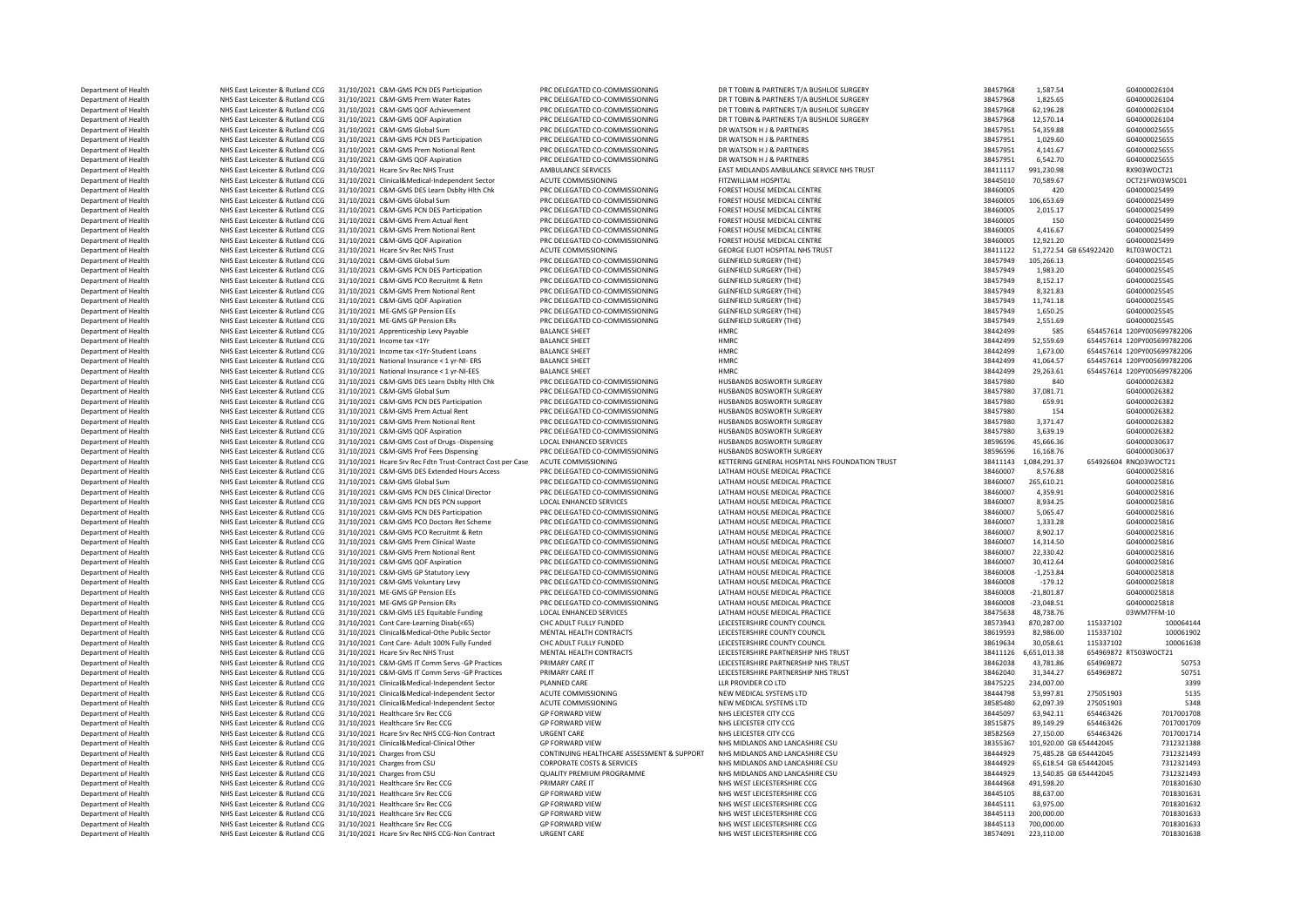| | | | | | | | | | |
|---|---|---|---|---|---|---|---|---|---|
| Department of Health | NHS East Leicester & Rutland CCG | 31/10/2021 C&M-GMS PCN DES Participation | PRC DELEGATED CO-COMMISSIONING | DR T TOBIN & PARTNERS T/A BUSHLOE SURGERY | 38457968 | 1,587.54 | | | G04000026104 |
| Department of Health | NHS East Leicester & Rutland CCG | 31/10/2021 C&M-GMS Prem Water Rates | PRC DELEGATED CO-COMMISSIONING | DR T TOBIN & PARTNERS T/A BUSHLOE SURGERY | 38457968 | 1,825.65 | | | G04000026104 |
| Department of Health | NHS East Leicester & Rutland CCG | 31/10/2021 C&M-GMS QOF Achievement | PRC DELEGATED CO-COMMISSIONING | DR T TOBIN & PARTNERS T/A BUSHLOE SURGERY | 38457968 | 62,196.28 | | | G04000026104 |
| Department of Health | NHS East Leicester & Rutland CCG | 31/10/2021 C&M-GMS QOF Aspiration | PRC DELEGATED CO-COMMISSIONING | DR T TOBIN & PARTNERS T/A BUSHLOE SURGERY | 38457968 | 12,570.14 | | | G04000026104 |
| Department of Health | NHS East Leicester & Rutland CCG | 31/10/2021 C&M-GMS Global Sum | PRC DELEGATED CO-COMMISSIONING | DR WATSON H J & PARTNERS | 38457951 | 54,359.88 | | | G04000025655 |
| Department of Health | NHS East Leicester & Rutland CCG | 31/10/2021 C&M-GMS PCN DES Participation | PRC DELEGATED CO-COMMISSIONING | DR WATSON H J & PARTNERS | 38457951 | 1,029.60 | | | G04000025655 |
| Department of Health | NHS East Leicester & Rutland CCG | 31/10/2021 C&M-GMS Prem Notional Rent | PRC DELEGATED CO-COMMISSIONING | DR WATSON H J & PARTNERS | 38457951 | 4,141.67 | | | G04000025655 |
| Department of Health | NHS East Leicester & Rutland CCG | 31/10/2021 C&M-GMS QOF Aspiration | PRC DELEGATED CO-COMMISSIONING | DR WATSON H J & PARTNERS | 38457951 | 6,542.70 | | | G04000025655 |
| Department of Health | NHS East Leicester & Rutland CCG | 31/10/2021 Hcare Srv Rec NHS Trust | AMBULANCE SERVICES | EAST MIDLANDS AMBULANCE SERVICE NHS TRUST | 38411117 | 991,230.98 | | | RX903WOCT21 |
| Department of Health | NHS East Leicester & Rutland CCG | 31/10/2021 Clinical&Medical-Independent Sector | ACUTE COMMISSIONING | FITZWILLIAM HOSPITAL | 38445010 | 70,589.67 | | | OCT21FW03WSC01 |
| Department of Health | NHS East Leicester & Rutland CCG | 31/10/2021 C&M-GMS DES Learn Dsblty Hlth Chk | PRC DELEGATED CO-COMMISSIONING | FOREST HOUSE MEDICAL CENTRE | 38460005 | 420 | | | G04000025499 |
| Department of Health | NHS East Leicester & Rutland CCG | 31/10/2021 C&M-GMS Global Sum | PRC DELEGATED CO-COMMISSIONING | FOREST HOUSE MEDICAL CENTRE | 38460005 | 106,653.69 | | | G04000025499 |
| Department of Health | NHS East Leicester & Rutland CCG | 31/10/2021 C&M-GMS PCN DES Participation | PRC DELEGATED CO-COMMISSIONING | FOREST HOUSE MEDICAL CENTRE | 38460005 | 2,015.17 | | | G04000025499 |
| Department of Health | NHS East Leicester & Rutland CCG | 31/10/2021 C&M-GMS Prem Actual Rent | PRC DELEGATED CO-COMMISSIONING | FOREST HOUSE MEDICAL CENTRE | 38460005 | 150 | | | G04000025499 |
| Department of Health | NHS East Leicester & Rutland CCG | 31/10/2021 C&M-GMS Prem Notional Rent | PRC DELEGATED CO-COMMISSIONING | FOREST HOUSE MEDICAL CENTRE | 38460005 | 4,416.67 | | | G04000025499 |
| Department of Health | NHS East Leicester & Rutland CCG | 31/10/2021 C&M-GMS QOF Aspiration | PRC DELEGATED CO-COMMISSIONING | FOREST HOUSE MEDICAL CENTRE | 38460005 | 12,921.20 | | | G04000025499 |
| Department of Health | NHS East Leicester & Rutland CCG | 31/10/2021 Hcare Srv Rec NHS Trust | ACUTE COMMISSIONING | GEORGE ELIOT HOSPITAL NHS TRUST | 38411122 | 51,272.54 | GB 654922420 | | RLT03WOCT21 |
| Department of Health | NHS East Leicester & Rutland CCG | 31/10/2021 C&M-GMS Global Sum | PRC DELEGATED CO-COMMISSIONING | GLENFIELD SURGERY (THE) | 38457949 | 105,266.13 | | | G04000025545 |
| Department of Health | NHS East Leicester & Rutland CCG | 31/10/2021 C&M-GMS PCN DES Participation | PRC DELEGATED CO-COMMISSIONING | GLENFIELD SURGERY (THE) | 38457949 | 1,983.20 | | | G04000025545 |
| Department of Health | NHS East Leicester & Rutland CCG | 31/10/2021 C&M-GMS PCO Recruitmt & Retn | PRC DELEGATED CO-COMMISSIONING | GLENFIELD SURGERY (THE) | 38457949 | 8,152.17 | | | G04000025545 |
| Department of Health | NHS East Leicester & Rutland CCG | 31/10/2021 C&M-GMS Prem Notional Rent | PRC DELEGATED CO-COMMISSIONING | GLENFIELD SURGERY (THE) | 38457949 | 8,321.83 | | | G04000025545 |
| Department of Health | NHS East Leicester & Rutland CCG | 31/10/2021 C&M-GMS QOF Aspiration | PRC DELEGATED CO-COMMISSIONING | GLENFIELD SURGERY (THE) | 38457949 | 11,741.18 | | | G04000025545 |
| Department of Health | NHS East Leicester & Rutland CCG | 31/10/2021 ME-GMS GP Pension EEs | PRC DELEGATED CO-COMMISSIONING | GLENFIELD SURGERY (THE) | 38457949 | 1,650.25 | | | G04000025545 |
| Department of Health | NHS East Leicester & Rutland CCG | 31/10/2021 ME-GMS GP Pension ERs | PRC DELEGATED CO-COMMISSIONING | GLENFIELD SURGERY (THE) | 38457949 | 2,551.69 | | | G04000025545 |
| Department of Health | NHS East Leicester & Rutland CCG | 31/10/2021 Apprenticeship Levy Payable | BALANCE SHEET | HMRC | 38442499 | 585 | | 654457614 | 120PY005699782206 |
| Department of Health | NHS East Leicester & Rutland CCG | 31/10/2021 Income tax <1Yr | BALANCE SHEET | HMRC | 38442499 | 52,559.69 | | 654457614 | 120PY005699782206 |
| Department of Health | NHS East Leicester & Rutland CCG | 31/10/2021 Income tax <1Yr-Student Loans | BALANCE SHEET | HMRC | 38442499 | 1,673.00 | | 654457614 | 120PY005699782206 |
| Department of Health | NHS East Leicester & Rutland CCG | 31/10/2021 National Insurance < 1 yr-NI- ERS | BALANCE SHEET | HMRC | 38442499 | 41,064.57 | | 654457614 | 120PY005699782206 |
| Department of Health | NHS East Leicester & Rutland CCG | 31/10/2021 National Insurance < 1 yr-NI-EES | BALANCE SHEET | HMRC | 38442499 | 29,263.61 | | 654457614 | 120PY005699782206 |
| Department of Health | NHS East Leicester & Rutland CCG | 31/10/2021 C&M-GMS DES Learn Dsblty Hlth Chk | PRC DELEGATED CO-COMMISSIONING | HUSBANDS BOSWORTH SURGERY | 38457980 | 840 | | | G04000026382 |
| Department of Health | NHS East Leicester & Rutland CCG | 31/10/2021 C&M-GMS Global Sum | PRC DELEGATED CO-COMMISSIONING | HUSBANDS BOSWORTH SURGERY | 38457980 | 37,081.71 | | | G04000026382 |
| Department of Health | NHS East Leicester & Rutland CCG | 31/10/2021 C&M-GMS PCN DES Participation | PRC DELEGATED CO-COMMISSIONING | HUSBANDS BOSWORTH SURGERY | 38457980 | 659.91 | | | G04000026382 |
| Department of Health | NHS East Leicester & Rutland CCG | 31/10/2021 C&M-GMS Prem Actual Rent | PRC DELEGATED CO-COMMISSIONING | HUSBANDS BOSWORTH SURGERY | 38457980 | 154 | | | G04000026382 |
| Department of Health | NHS East Leicester & Rutland CCG | 31/10/2021 C&M-GMS Prem Notional Rent | PRC DELEGATED CO-COMMISSIONING | HUSBANDS BOSWORTH SURGERY | 38457980 | 3,371.47 | | | G04000026382 |
| Department of Health | NHS East Leicester & Rutland CCG | 31/10/2021 C&M-GMS QOF Aspiration | PRC DELEGATED CO-COMMISSIONING | HUSBANDS BOSWORTH SURGERY | 38457980 | 3,639.19 | | | G04000026382 |
| Department of Health | NHS East Leicester & Rutland CCG | 31/10/2021 C&M-GMS Cost of Drugs -Dispensing | LOCAL ENHANCED SERVICES | HUSBANDS BOSWORTH SURGERY | 38596596 | 45,666.36 | | | G04000030637 |
| Department of Health | NHS East Leicester & Rutland CCG | 31/10/2021 C&M-GMS Prof Fees Dispensing | PRC DELEGATED CO-COMMISSIONING | HUSBANDS BOSWORTH SURGERY | 38596596 | 16,168.76 | | | G04000030637 |
| Department of Health | NHS East Leicester & Rutland CCG | 31/10/2021 Hcare Srv Rec Fdtn Trust-Contract Cost per Case | ACUTE COMMISSIONING | KETTERING GENERAL HOSPITAL NHS FOUNDATION TRUST | 38411143 | 1,084,291.37 | | 654926604 | RNQ03WOCT21 |
| Department of Health | NHS East Leicester & Rutland CCG | 31/10/2021 C&M-GMS DES Extended Hours Access | PRC DELEGATED CO-COMMISSIONING | LATHAM HOUSE MEDICAL PRACTICE | 38460007 | 8,576.88 | | | G04000025816 |
| Department of Health | NHS East Leicester & Rutland CCG | 31/10/2021 C&M-GMS Global Sum | PRC DELEGATED CO-COMMISSIONING | LATHAM HOUSE MEDICAL PRACTICE | 38460007 | 265,610.21 | | | G04000025816 |
| Department of Health | NHS East Leicester & Rutland CCG | 31/10/2021 C&M-GMS PCN DES Clinical Director | PRC DELEGATED CO-COMMISSIONING | LATHAM HOUSE MEDICAL PRACTICE | 38460007 | 4,359.91 | | | G04000025816 |
| Department of Health | NHS East Leicester & Rutland CCG | 31/10/2021 C&M-GMS PCN DES PCN support | LOCAL ENHANCED SERVICES | LATHAM HOUSE MEDICAL PRACTICE | 38460007 | 8,934.25 | | | G04000025816 |
| Department of Health | NHS East Leicester & Rutland CCG | 31/10/2021 C&M-GMS PCN DES Participation | PRC DELEGATED CO-COMMISSIONING | LATHAM HOUSE MEDICAL PRACTICE | 38460007 | 5,065.47 | | | G04000025816 |
| Department of Health | NHS East Leicester & Rutland CCG | 31/10/2021 C&M-GMS PCO Doctors Ret Scheme | PRC DELEGATED CO-COMMISSIONING | LATHAM HOUSE MEDICAL PRACTICE | 38460007 | 1,333.28 | | | G04000025816 |
| Department of Health | NHS East Leicester & Rutland CCG | 31/10/2021 C&M-GMS PCO Recruitmt & Retn | PRC DELEGATED CO-COMMISSIONING | LATHAM HOUSE MEDICAL PRACTICE | 38460007 | 8,902.17 | | | G04000025816 |
| Department of Health | NHS East Leicester & Rutland CCG | 31/10/2021 C&M-GMS Prem Clinical Waste | PRC DELEGATED CO-COMMISSIONING | LATHAM HOUSE MEDICAL PRACTICE | 38460007 | 14,314.50 | | | G04000025816 |
| Department of Health | NHS East Leicester & Rutland CCG | 31/10/2021 C&M-GMS Prem Notional Rent | PRC DELEGATED CO-COMMISSIONING | LATHAM HOUSE MEDICAL PRACTICE | 38460007 | 22,330.42 | | | G04000025816 |
| Department of Health | NHS East Leicester & Rutland CCG | 31/10/2021 C&M-GMS QOF Aspiration | PRC DELEGATED CO-COMMISSIONING | LATHAM HOUSE MEDICAL PRACTICE | 38460007 | 30,412.64 | | | G04000025816 |
| Department of Health | NHS East Leicester & Rutland CCG | 31/10/2021 C&M-GMS GP Statutory Levy | PRC DELEGATED CO-COMMISSIONING | LATHAM HOUSE MEDICAL PRACTICE | 38460008 | -1,253.84 | | | G04000025818 |
| Department of Health | NHS East Leicester & Rutland CCG | 31/10/2021 C&M-GMS Voluntary Levy | PRC DELEGATED CO-COMMISSIONING | LATHAM HOUSE MEDICAL PRACTICE | 38460008 | -179.12 | | | G04000025818 |
| Department of Health | NHS East Leicester & Rutland CCG | 31/10/2021 ME-GMS GP Pension EEs | PRC DELEGATED CO-COMMISSIONING | LATHAM HOUSE MEDICAL PRACTICE | 38460008 | -21,801.87 | | | G04000025818 |
| Department of Health | NHS East Leicester & Rutland CCG | 31/10/2021 ME-GMS GP Pension ERs | PRC DELEGATED CO-COMMISSIONING | LATHAM HOUSE MEDICAL PRACTICE | 38460008 | -23,048.51 | | | G04000025818 |
| Department of Health | NHS East Leicester & Rutland CCG | 31/10/2021 C&M-GMS LES Equitable Funding | LOCAL ENHANCED SERVICES | LATHAM HOUSE MEDICAL PRACTICE | 38475638 | 48,738.76 | | | 03WM7FFM-10 |
| Department of Health | NHS East Leicester & Rutland CCG | 31/10/2021 Cont Care-Learning Disab(<65) | CHC ADULT FULLY FUNDED | LEICESTERSHIRE COUNTY COUNCIL | 38573943 | 870,287.00 | | 115337102 | 100064144 |
| Department of Health | NHS East Leicester & Rutland CCG | 31/10/2021 Clinical&Medical-Othe Public Sector | MENTAL HEALTH CONTRACTS | LEICESTERSHIRE COUNTY COUNCIL | 38619593 | 82,986.00 | | 115337102 | 100061902 |
| Department of Health | NHS East Leicester & Rutland CCG | 31/10/2021 Cont Care- Adult 100% Fully Funded | CHC ADULT FULLY FUNDED | LEICESTERSHIRE COUNTY COUNCIL | 38619634 | 30,058.61 | | 115337102 | 100061638 |
| Department of Health | NHS East Leicester & Rutland CCG | 31/10/2021 Hcare Srv Rec NHS Trust | MENTAL HEALTH CONTRACTS | LEICESTERSHIRE PARTNERSHIP NHS TRUST | 38411126 | 6,651,013.38 | | 654969872 | RT503WOCT21 |
| Department of Health | NHS East Leicester & Rutland CCG | 31/10/2021 C&M-GMS IT Comm Servs -GP Practices | PRIMARY CARE IT | LEICESTERSHIRE PARTNERSHIP NHS TRUST | 38462038 | 43,781.86 | | 654969872 | 50753 |
| Department of Health | NHS East Leicester & Rutland CCG | 31/10/2021 C&M-GMS IT Comm Servs -GP Practices | PRIMARY CARE IT | LEICESTERSHIRE PARTNERSHIP NHS TRUST | 38462040 | 31,344.27 | | 654969872 | 50751 |
| Department of Health | NHS East Leicester & Rutland CCG | 31/10/2021 Clinical&Medical-Independent Sector | PLANNED CARE | LLR PROVIDER CO LTD | 38475225 | 234,007.00 | | | 3399 |
| Department of Health | NHS East Leicester & Rutland CCG | 31/10/2021 Clinical&Medical-Independent Sector | ACUTE COMMISSIONING | NEW MEDICAL SYSTEMS LTD | 38444798 | 53,997.81 | | 275051903 | 5135 |
| Department of Health | NHS East Leicester & Rutland CCG | 31/10/2021 Clinical&Medical-Independent Sector | ACUTE COMMISSIONING | NEW MEDICAL SYSTEMS LTD | 38585480 | 62,097.39 | | 275051903 | 5348 |
| Department of Health | NHS East Leicester & Rutland CCG | 31/10/2021 Healthcare Srv Rec CCG | GP FORWARD VIEW | NHS LEICESTER CITY CCG | 38445097 | 63,942.11 | | 654463426 | 7017001708 |
| Department of Health | NHS East Leicester & Rutland CCG | 31/10/2021 Healthcare Srv Rec CCG | GP FORWARD VIEW | NHS LEICESTER CITY CCG | 38515875 | 89,149.29 | | 654463426 | 7017001709 |
| Department of Health | NHS East Leicester & Rutland CCG | 31/10/2021 Hcare Srv Rec NHS CCG-Non Contract | URGENT CARE | NHS LEICESTER CITY CCG | 38582569 | 27,150.00 | | 654463426 | 7017001714 |
| Department of Health | NHS East Leicester & Rutland CCG | 31/10/2021 Clinical&Medical-Clinical Other | GP FORWARD VIEW | NHS MIDLANDS AND LANCASHIRE CSU | 38355367 | 101,920.00 | GB 654442045 | | 7312321388 |
| Department of Health | NHS East Leicester & Rutland CCG | 31/10/2021 Charges from CSU | CONTINUING HEALTHCARE ASSESSMENT & SUPPORT | NHS MIDLANDS AND LANCASHIRE CSU | 38444929 | 75,485.28 | GB 654442045 | | 7312321493 |
| Department of Health | NHS East Leicester & Rutland CCG | 31/10/2021 Charges from CSU | CORPORATE COSTS & SERVICES | NHS MIDLANDS AND LANCASHIRE CSU | 38444929 | 65,618.54 | GB 654442045 | | 7312321493 |
| Department of Health | NHS East Leicester & Rutland CCG | 31/10/2021 Charges from CSU | QUALITY PREMIUM PROGRAMME | NHS MIDLANDS AND LANCASHIRE CSU | 38444929 | 13,540.85 | GB 654442045 | | 7312321493 |
| Department of Health | NHS East Leicester & Rutland CCG | 31/10/2021 Healthcare Srv Rec CCG | PRIMARY CARE IT | NHS WEST LEICESTERSHIRE CCG | 38444968 | 491,598.20 | | | 7018301630 |
| Department of Health | NHS East Leicester & Rutland CCG | 31/10/2021 Healthcare Srv Rec CCG | GP FORWARD VIEW | NHS WEST LEICESTERSHIRE CCG | 38445105 | 88,637.00 | | | 7018301631 |
| Department of Health | NHS East Leicester & Rutland CCG | 31/10/2021 Healthcare Srv Rec CCG | GP FORWARD VIEW | NHS WEST LEICESTERSHIRE CCG | 38445111 | 63,975.00 | | | 7018301632 |
| Department of Health | NHS East Leicester & Rutland CCG | 31/10/2021 Healthcare Srv Rec CCG | GP FORWARD VIEW | NHS WEST LEICESTERSHIRE CCG | 38445113 | 200,000.00 | | | 7018301633 |
| Department of Health | NHS East Leicester & Rutland CCG | 31/10/2021 Healthcare Srv Rec CCG | GP FORWARD VIEW | NHS WEST LEICESTERSHIRE CCG | 38445113 | 700,000.00 | | | 7018301633 |
| Department of Health | NHS East Leicester & Rutland CCG | 31/10/2021 Hcare Srv Rec NHS CCG-Non Contract | URGENT CARE | NHS WEST LEICESTERSHIRE CCG | 38574091 | 223,110.00 | | | 7018301638 |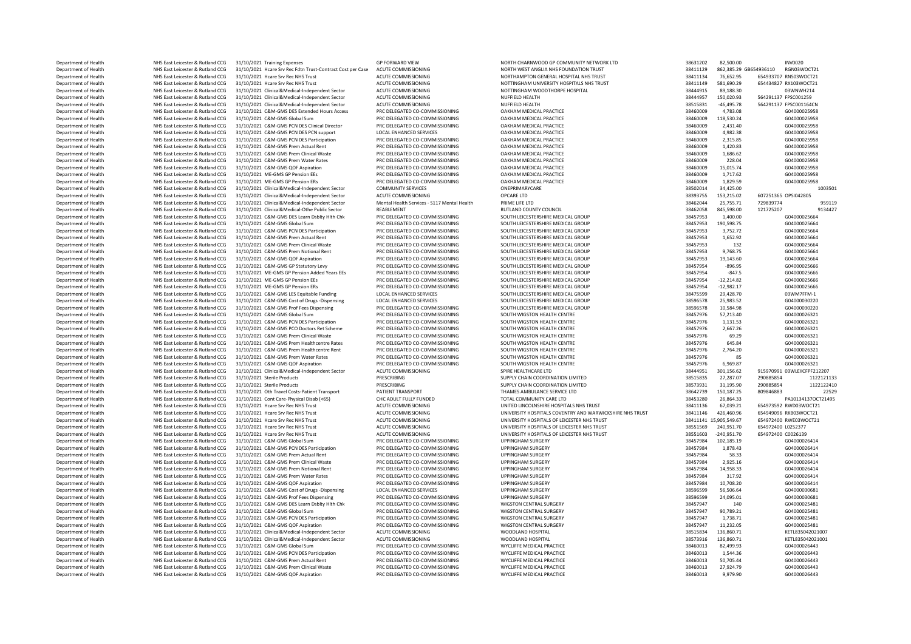| | | | | | | | | | |
|---|---|---|---|---|---|---|---|---|---|
| Department of Health | NHS East Leicester & Rutland CCG | 31/10/2021 | Training Expenses | GP FORWARD VIEW | NORTH CHARNWOOD GP COMMUNITY NETWORK LTD | 38631202 | 82,500.00 | | INV0020 |
| Department of Health | NHS East Leicester & Rutland CCG | 31/10/2021 | Hcare Srv Rec Fdtn Trust-Contract Cost per Case | ACUTE COMMISSIONING | NORTH WEST ANGLIA NHS FOUNDATION TRUST | 38411129 | 862,385.29 | GB654936110 | RGN03WOCT21 |
| Department of Health | NHS East Leicester & Rutland CCG | 31/10/2021 | Hcare Srv Rec NHS Trust | ACUTE COMMISSIONING | NORTHAMPTON GENERAL HOSPITAL NHS TRUST | 38411134 | 76,652.95 | 654933707 | RNS03WOCT21 |
| Department of Health | NHS East Leicester & Rutland CCG | 31/10/2021 | Hcare Srv Rec NHS Trust | ACUTE COMMISSIONING | NOTTINGHAM UNIVERSITY HOSPITALS NHS TRUST | 38411149 | 581,690.29 | 654434827 | RX103WOCT21 |
| Department of Health | NHS East Leicester & Rutland CCG | 31/10/2021 | Clinical&Medical-Independent Sector | ACUTE COMMISSIONING | NOTTINGHAM WOODTHORPE HOSPITAL | 38444915 | 89,188.30 | | 03WNWH214 |
| Department of Health | NHS East Leicester & Rutland CCG | 31/10/2021 | Clinical&Medical-Independent Sector | ACUTE COMMISSIONING | NUFFIELD HEALTH | 38444957 | 150,020.93 | 564291137 | FPSC001259 |
| Department of Health | NHS East Leicester & Rutland CCG | 31/10/2021 | Clinical&Medical-Independent Sector | ACUTE COMMISSIONING | NUFFIELD HEALTH | 38515831 | -46,495.78 | 564291137 | FPSC001164CN |
| Department of Health | NHS East Leicester & Rutland CCG | 31/10/2021 | C&M-GMS DES Extended Hours Access | PRC DELEGATED CO-COMMISSIONING | OAKHAM MEDICAL PRACTICE | 38460009 | 4,783.08 | | G04000025958 |
| Department of Health | NHS East Leicester & Rutland CCG | 31/10/2021 | C&M-GMS Global Sum | PRC DELEGATED CO-COMMISSIONING | OAKHAM MEDICAL PRACTICE | 38460009 | 118,530.24 | | G04000025958 |
| Department of Health | NHS East Leicester & Rutland CCG | 31/10/2021 | C&M-GMS PCN DES Clinical Director | PRC DELEGATED CO-COMMISSIONING | OAKHAM MEDICAL PRACTICE | 38460009 | 2,431.40 | | G04000025958 |
| Department of Health | NHS East Leicester & Rutland CCG | 31/10/2021 | C&M-GMS PCN DES PCN support | LOCAL ENHANCED SERVICES | OAKHAM MEDICAL PRACTICE | 38460009 | 4,982.38 | | G04000025958 |
| Department of Health | NHS East Leicester & Rutland CCG | 31/10/2021 | C&M-GMS PCN DES Participation | PRC DELEGATED CO-COMMISSIONING | OAKHAM MEDICAL PRACTICE | 38460009 | 2,315.85 | | G04000025958 |
| Department of Health | NHS East Leicester & Rutland CCG | 31/10/2021 | C&M-GMS Prem Actual Rent | PRC DELEGATED CO-COMMISSIONING | OAKHAM MEDICAL PRACTICE | 38460009 | 1,420.83 | | G04000025958 |
| Department of Health | NHS East Leicester & Rutland CCG | 31/10/2021 | C&M-GMS Prem Clinical Waste | PRC DELEGATED CO-COMMISSIONING | OAKHAM MEDICAL PRACTICE | 38460009 | 1,686.62 | | G04000025958 |
| Department of Health | NHS East Leicester & Rutland CCG | 31/10/2021 | C&M-GMS Prem Water Rates | PRC DELEGATED CO-COMMISSIONING | OAKHAM MEDICAL PRACTICE | 38460009 | 228.04 | | G04000025958 |
| Department of Health | NHS East Leicester & Rutland CCG | 31/10/2021 | C&M-GMS QOF Aspiration | PRC DELEGATED CO-COMMISSIONING | OAKHAM MEDICAL PRACTICE | 38460009 | 15,015.74 | | G04000025958 |
| Department of Health | NHS East Leicester & Rutland CCG | 31/10/2021 | ME-GMS GP Pension EEs | PRC DELEGATED CO-COMMISSIONING | OAKHAM MEDICAL PRACTICE | 38460009 | 1,717.62 | | G04000025958 |
| Department of Health | NHS East Leicester & Rutland CCG | 31/10/2021 | ME-GMS GP Pension ERs | PRC DELEGATED CO-COMMISSIONING | OAKHAM MEDICAL PRACTICE | 38460009 | 1,829.59 | | G04000025958 |
| Department of Health | NHS East Leicester & Rutland CCG | 31/10/2021 | Clinical&Medical-Independent Sector | COMMUNITY SERVICES | ONEPRIMARYCARE | 38502014 | 34,425.00 | | 1003501 |
| Department of Health | NHS East Leicester & Rutland CCG | 31/10/2021 | Clinical&Medical-Independent Sector | ACUTE COMMISSIONING | OPCARE LTD | 38393755 | 153,215.02 | 607251365 | OPSI042805 |
| Department of Health | NHS East Leicester & Rutland CCG | 31/10/2021 | Clinical&Medical-Independent Sector | Mental Health Services - S117 Mental Health | PRIME LIFE LTD | 38462044 | 25,755.71 | 729839774 | 959119 |
| Department of Health | NHS East Leicester & Rutland CCG | 31/10/2021 | Clinical&Medical-Othe Public Sector | REABLEMENT | RUTLAND COUNTY COUNCIL | 38462058 | 845,598.00 | 121725207 | 9134427 |
| Department of Health | NHS East Leicester & Rutland CCG | 31/10/2021 | C&M-GMS DES Learn Dsblty Hlth Chk | PRC DELEGATED CO-COMMISSIONING | SOUTH LEICESTERSHIRE MEDICAL GROUP | 38457953 | 1,400.00 | | G04000025664 |
| Department of Health | NHS East Leicester & Rutland CCG | 31/10/2021 | C&M-GMS Global Sum | PRC DELEGATED CO-COMMISSIONING | SOUTH LEICESTERSHIRE MEDICAL GROUP | 38457953 | 190,598.75 | | G04000025664 |
| Department of Health | NHS East Leicester & Rutland CCG | 31/10/2021 | C&M-GMS PCN DES Participation | PRC DELEGATED CO-COMMISSIONING | SOUTH LEICESTERSHIRE MEDICAL GROUP | 38457953 | 3,752.72 | | G04000025664 |
| Department of Health | NHS East Leicester & Rutland CCG | 31/10/2021 | C&M-GMS Prem Actual Rent | PRC DELEGATED CO-COMMISSIONING | SOUTH LEICESTERSHIRE MEDICAL GROUP | 38457953 | 1,652.92 | | G04000025664 |
| Department of Health | NHS East Leicester & Rutland CCG | 31/10/2021 | C&M-GMS Prem Clinical Waste | PRC DELEGATED CO-COMMISSIONING | SOUTH LEICESTERSHIRE MEDICAL GROUP | 38457953 | 132 | | G04000025664 |
| Department of Health | NHS East Leicester & Rutland CCG | 31/10/2021 | C&M-GMS Prem Notional Rent | PRC DELEGATED CO-COMMISSIONING | SOUTH LEICESTERSHIRE MEDICAL GROUP | 38457953 | 9,768.75 | | G04000025664 |
| Department of Health | NHS East Leicester & Rutland CCG | 31/10/2021 | C&M-GMS QOF Aspiration | PRC DELEGATED CO-COMMISSIONING | SOUTH LEICESTERSHIRE MEDICAL GROUP | 38457953 | 19,143.60 | | G04000025664 |
| Department of Health | NHS East Leicester & Rutland CCG | 31/10/2021 | C&M-GMS GP Statutory Levy | PRC DELEGATED CO-COMMISSIONING | SOUTH LEICESTERSHIRE MEDICAL GROUP | 38457954 | -896.95 | | G04000025666 |
| Department of Health | NHS East Leicester & Rutland CCG | 31/10/2021 | ME-GMS GP Pension Added Years EEs | PRC DELEGATED CO-COMMISSIONING | SOUTH LEICESTERSHIRE MEDICAL GROUP | 38457954 | -847.5 | | G04000025666 |
| Department of Health | NHS East Leicester & Rutland CCG | 31/10/2021 | ME-GMS GP Pension EEs | PRC DELEGATED CO-COMMISSIONING | SOUTH LEICESTERSHIRE MEDICAL GROUP | 38457954 | -12,214.82 | | G04000025666 |
| Department of Health | NHS East Leicester & Rutland CCG | 31/10/2021 | ME-GMS GP Pension ERs | PRC DELEGATED CO-COMMISSIONING | SOUTH LEICESTERSHIRE MEDICAL GROUP | 38457954 | -12,982.17 | | G04000025666 |
| Department of Health | NHS East Leicester & Rutland CCG | 31/10/2021 | C&M-GMS LES Equitable Funding | LOCAL ENHANCED SERVICES | SOUTH LEICESTERSHIRE MEDICAL GROUP | 38475599 | 29,428.70 | | 03WM7FFM-1 |
| Department of Health | NHS East Leicester & Rutland CCG | 31/10/2021 | C&M-GMS Cost of Drugs -Dispensing | LOCAL ENHANCED SERVICES | SOUTH LEICESTERSHIRE MEDICAL GROUP | 38596578 | 25,983.52 | | G04000030220 |
| Department of Health | NHS East Leicester & Rutland CCG | 31/10/2021 | C&M-GMS Prof Fees Dispensing | PRC DELEGATED CO-COMMISSIONING | SOUTH LEICESTERSHIRE MEDICAL GROUP | 38596578 | 10,584.98 | | G04000030220 |
| Department of Health | NHS East Leicester & Rutland CCG | 31/10/2021 | C&M-GMS Global Sum | PRC DELEGATED CO-COMMISSIONING | SOUTH WIGSTON HEALTH CENTRE | 38457976 | 57,213.40 | | G04000026321 |
| Department of Health | NHS East Leicester & Rutland CCG | 31/10/2021 | C&M-GMS PCN DES Participation | PRC DELEGATED CO-COMMISSIONING | SOUTH WIGSTON HEALTH CENTRE | 38457976 | 1,131.53 | | G04000026321 |
| Department of Health | NHS East Leicester & Rutland CCG | 31/10/2021 | C&M-GMS PCO Doctors Ret Scheme | PRC DELEGATED CO-COMMISSIONING | SOUTH WIGSTON HEALTH CENTRE | 38457976 | 2,667.26 | | G04000026321 |
| Department of Health | NHS East Leicester & Rutland CCG | 31/10/2021 | C&M-GMS Prem Clinical Waste | PRC DELEGATED CO-COMMISSIONING | SOUTH WIGSTON HEALTH CENTRE | 38457976 | 69.29 | | G04000026321 |
| Department of Health | NHS East Leicester & Rutland CCG | 31/10/2021 | C&M-GMS Prem Healthcentre Rates | PRC DELEGATED CO-COMMISSIONING | SOUTH WIGSTON HEALTH CENTRE | 38457976 | 645.84 | | G04000026321 |
| Department of Health | NHS East Leicester & Rutland CCG | 31/10/2021 | C&M-GMS Prem Healthcentre Rent | PRC DELEGATED CO-COMMISSIONING | SOUTH WIGSTON HEALTH CENTRE | 38457976 | 2,764.20 | | G04000026321 |
| Department of Health | NHS East Leicester & Rutland CCG | 31/10/2021 | C&M-GMS Prem Water Rates | PRC DELEGATED CO-COMMISSIONING | SOUTH WIGSTON HEALTH CENTRE | 38457976 | 85 | | G04000026321 |
| Department of Health | NHS East Leicester & Rutland CCG | 31/10/2021 | C&M-GMS QOF Aspiration | PRC DELEGATED CO-COMMISSIONING | SOUTH WIGSTON HEALTH CENTRE | 38457976 | 6,969.87 | | G04000026321 |
| Department of Health | NHS East Leicester & Rutland CCG | 31/10/2021 | Clinical&Medical-Independent Sector | ACUTE COMMISSIONING | SPIRE HEALTHCARE LTD | 38444951 | 301,156.62 | 915970991 | 03WLEIICFPF212207 |
| Department of Health | NHS East Leicester & Rutland CCG | 31/10/2021 | Sterile Products | PRESCRIBING | SUPPLY CHAIN COORDINATION LIMITED | 38515835 | 27,287.07 | 290885854 | 1122121133 |
| Department of Health | NHS East Leicester & Rutland CCG | 31/10/2021 | Sterile Products | PRESCRIBING | SUPPLY CHAIN COORDINATION LIMITED | 38573931 | 31,195.90 | 290885854 | 1122122410 |
| Department of Health | NHS East Leicester & Rutland CCG | 31/10/2021 | Oth Travel Costs-Patient Transport | PATIENT TRANSPORT | THAMES AMBULANCE SERVICE LTD | 38642739 | 150,187.25 | 809846883 | 22529 |
| Department of Health | NHS East Leicester & Rutland CCG | 31/10/2021 | Cont Care-Physical Disab (<65) | CHC ADULT FULLY FUNDED | TOTAL COMMUNITY CARE LTD | 38453280 | 26,864.33 | | PA10134137OCT21495 |
| Department of Health | NHS East Leicester & Rutland CCG | 31/10/2021 | Hcare Srv Rec NHS Trust | ACUTE COMMISSIONING | UNITED LINCOLNSHIRE HOSPITALS NHS TRUST | 38411136 | 67,039.21 | 654973592 | RWD03WOCT21 |
| Department of Health | NHS East Leicester & Rutland CCG | 31/10/2021 | Hcare Srv Rec NHS Trust | ACUTE COMMISSIONING | UNIVERSITY HOSPITALS COVENTRY AND WARWICKSHIRE NHS TRUST | 38411146 | 426,460.96 | 654949096 | RKB03WOCT21 |
| Department of Health | NHS East Leicester & Rutland CCG | 31/10/2021 | Hcare Srv Rec NHS Trust | ACUTE COMMISSIONING | UNIVERSITY HOSPITALS OF LEICESTER NHS TRUST | 38411141 | 15,905,549.67 | 654972400 | RWE03WOCT21 |
| Department of Health | NHS East Leicester & Rutland CCG | 31/10/2021 | Hcare Srv Rec NHS Trust | ACUTE COMMISSIONING | UNIVERSITY HOSPITALS OF LEICESTER NHS TRUST | 38551569 | 240,951.70 | 654972400 | L0252377 |
| Department of Health | NHS East Leicester & Rutland CCG | 31/10/2021 | Hcare Srv Rec NHS Trust | ACUTE COMMISSIONING | UNIVERSITY HOSPITALS OF LEICESTER NHS TRUST | 38551603 | -240,951.70 | 654972400 | C0026139 |
| Department of Health | NHS East Leicester & Rutland CCG | 31/10/2021 | C&M-GMS Global Sum | PRC DELEGATED CO-COMMISSIONING | UPPINGHAM SURGERY | 38457984 | 102,185.19 | | G04000026414 |
| Department of Health | NHS East Leicester & Rutland CCG | 31/10/2021 | C&M-GMS PCN DES Participation | PRC DELEGATED CO-COMMISSIONING | UPPINGHAM SURGERY | 38457984 | 1,878.43 | | G04000026414 |
| Department of Health | NHS East Leicester & Rutland CCG | 31/10/2021 | C&M-GMS Prem Actual Rent | PRC DELEGATED CO-COMMISSIONING | UPPINGHAM SURGERY | 38457984 | 58.33 | | G04000026414 |
| Department of Health | NHS East Leicester & Rutland CCG | 31/10/2021 | C&M-GMS Prem Clinical Waste | PRC DELEGATED CO-COMMISSIONING | UPPINGHAM SURGERY | 38457984 | 2,925.16 | | G04000026414 |
| Department of Health | NHS East Leicester & Rutland CCG | 31/10/2021 | C&M-GMS Prem Notional Rent | PRC DELEGATED CO-COMMISSIONING | UPPINGHAM SURGERY | 38457984 | 14,958.33 | | G04000026414 |
| Department of Health | NHS East Leicester & Rutland CCG | 31/10/2021 | C&M-GMS Prem Water Rates | PRC DELEGATED CO-COMMISSIONING | UPPINGHAM SURGERY | 38457984 | 317.92 | | G04000026414 |
| Department of Health | NHS East Leicester & Rutland CCG | 31/10/2021 | C&M-GMS QOF Aspiration | PRC DELEGATED CO-COMMISSIONING | UPPINGHAM SURGERY | 38457984 | 10,708.20 | | G04000026414 |
| Department of Health | NHS East Leicester & Rutland CCG | 31/10/2021 | C&M-GMS Cost of Drugs -Dispensing | LOCAL ENHANCED SERVICES | UPPINGHAM SURGERY | 38596599 | 56,506.64 | | G04000030681 |
| Department of Health | NHS East Leicester & Rutland CCG | 31/10/2021 | C&M-GMS Prof Fees Dispensing | PRC DELEGATED CO-COMMISSIONING | UPPINGHAM SURGERY | 38596599 | 24,095.01 | | G04000030681 |
| Department of Health | NHS East Leicester & Rutland CCG | 31/10/2021 | C&M-GMS DES Learn Dsblty Hlth Chk | PRC DELEGATED CO-COMMISSIONING | WIGSTON CENTRAL SURGERY | 38457947 | 140 | | G04000025481 |
| Department of Health | NHS East Leicester & Rutland CCG | 31/10/2021 | C&M-GMS Global Sum | PRC DELEGATED CO-COMMISSIONING | WIGSTON CENTRAL SURGERY | 38457947 | 90,789.21 | | G04000025481 |
| Department of Health | NHS East Leicester & Rutland CCG | 31/10/2021 | C&M-GMS PCN DES Participation | PRC DELEGATED CO-COMMISSIONING | WIGSTON CENTRAL SURGERY | 38457947 | 1,738.71 | | G04000025481 |
| Department of Health | NHS East Leicester & Rutland CCG | 31/10/2021 | C&M-GMS QOF Aspiration | PRC DELEGATED CO-COMMISSIONING | WIGSTON CENTRAL SURGERY | 38457947 | 11,232.05 | | G04000025481 |
| Department of Health | NHS East Leicester & Rutland CCG | 31/10/2021 | Clinical&Medical-Independent Sector | ACUTE COMMISSIONING | WOODLAND HOSPITAL | 38515834 | 136,860.71 | | KETL835042021007 |
| Department of Health | NHS East Leicester & Rutland CCG | 31/10/2021 | Clinical&Medical-Independent Sector | ACUTE COMMISSIONING | WOODLAND HOSPITAL | 38573916 | 136,860.71 | | KETL835042021001 |
| Department of Health | NHS East Leicester & Rutland CCG | 31/10/2021 | C&M-GMS Global Sum | PRC DELEGATED CO-COMMISSIONING | WYCLIFFE MEDICAL PRACTICE | 38460013 | 82,499.93 | | G04000026443 |
| Department of Health | NHS East Leicester & Rutland CCG | 31/10/2021 | C&M-GMS PCN DES Participation | PRC DELEGATED CO-COMMISSIONING | WYCLIFFE MEDICAL PRACTICE | 38460013 | 1,544.36 | | G04000026443 |
| Department of Health | NHS East Leicester & Rutland CCG | 31/10/2021 | C&M-GMS Prem Actual Rent | PRC DELEGATED CO-COMMISSIONING | WYCLIFFE MEDICAL PRACTICE | 38460013 | 50,705.44 | | G04000026443 |
| Department of Health | NHS East Leicester & Rutland CCG | 31/10/2021 | C&M-GMS Prem Clinical Waste | PRC DELEGATED CO-COMMISSIONING | WYCLIFFE MEDICAL PRACTICE | 38460013 | 27,924.79 | | G04000026443 |
| Department of Health | NHS East Leicester & Rutland CCG | 31/10/2021 | C&M-GMS QOF Aspiration | PRC DELEGATED CO-COMMISSIONING | WYCLIFFE MEDICAL PRACTICE | 38460013 | 9,979.90 | | G04000026443 |